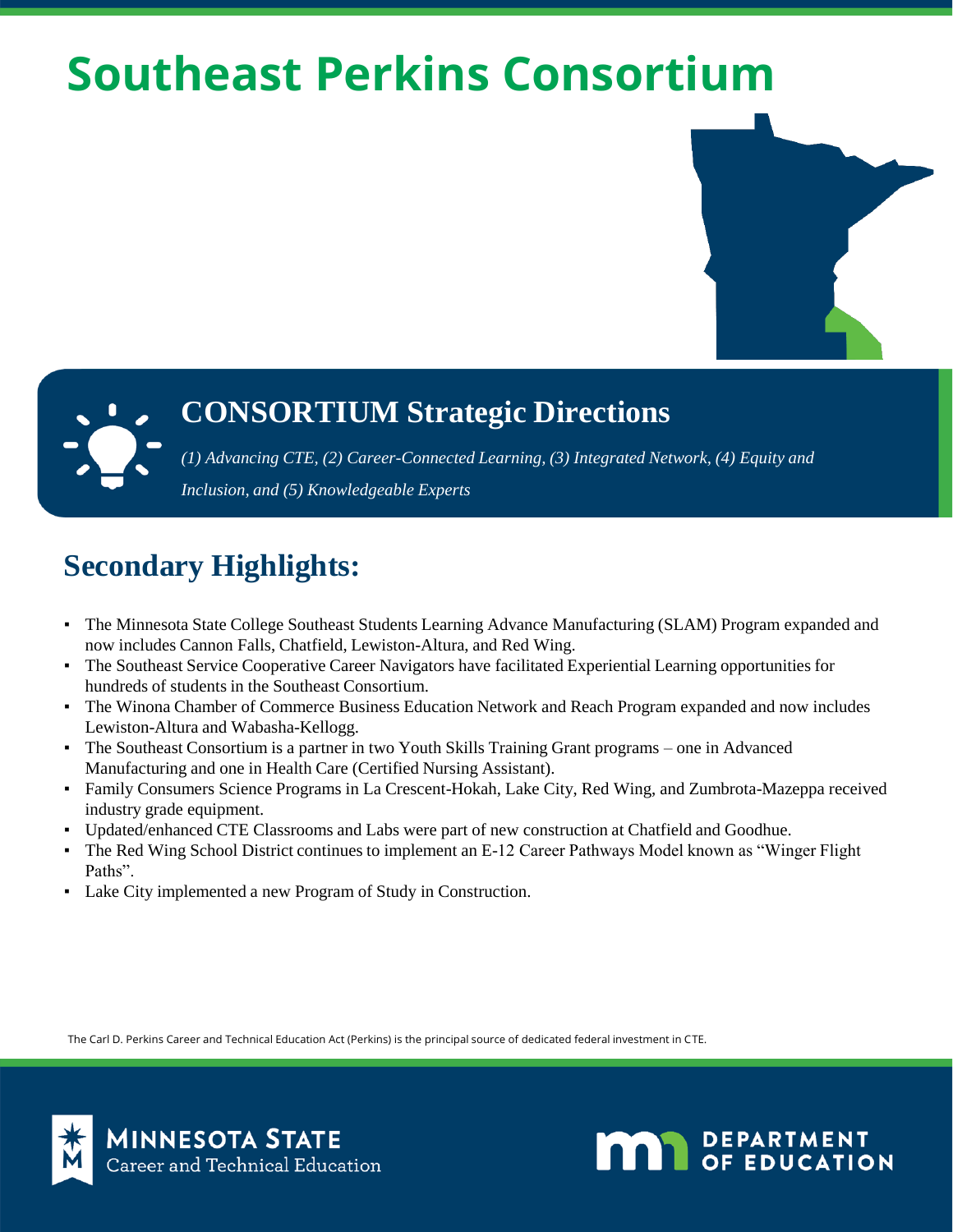# Southeast Perkins Consortium

## CONSORTIUM Strategic Directions

*(1) Advancing CTE, (2) Career-Connected Learning, (3) Integrated Network, (4) Equity and Inclusion, and (5) Knowledgeable Experts*

## Secondary Highlights:

- The Minnesota State College Southeast Students Learning Advance Manufacturing (SLAM) Program expanded and now includes Cannon Falls, Chatfield, Lewiston-Altura, and Red Wing.
- The Southeast Service Cooperative Career Navigators have facilitated Experiential Learning opportunities for hundreds of students in the Southeast Consortium.
- The Winona Chamber of Commerce Business Education Network and Reach Program expanded and now includes Lewiston-Altura and Wabasha-Kellogg.
- The Southeast Consortium is a partner in two Youth Skills Training Grant programs – one in Advanced Manufacturing and one in Health Care (Certified Nursing Assistant).
- Family Consumers Science Programs in La Crescent-Hokah, Lake City, Red Wing, and Zumbrota-Mazeppa received industry grade equipment.
- Updated/enhanced CTE Classrooms and Labs were part of new construction at Chatfield and Goodhue.
- The Red Wing School District continues to implement an E-12 Career Pathways Model known as "Winger Flight Paths".
- Lake City implemented a new Program of Study in Construction.

The Carl D. Perkins Career and Technical Education Act (Perkins) is the principal source of dedicated federal investment in CTE.

MINNESOTA STATE Career and Technical Education

DEPARTMENT OF EDUCATION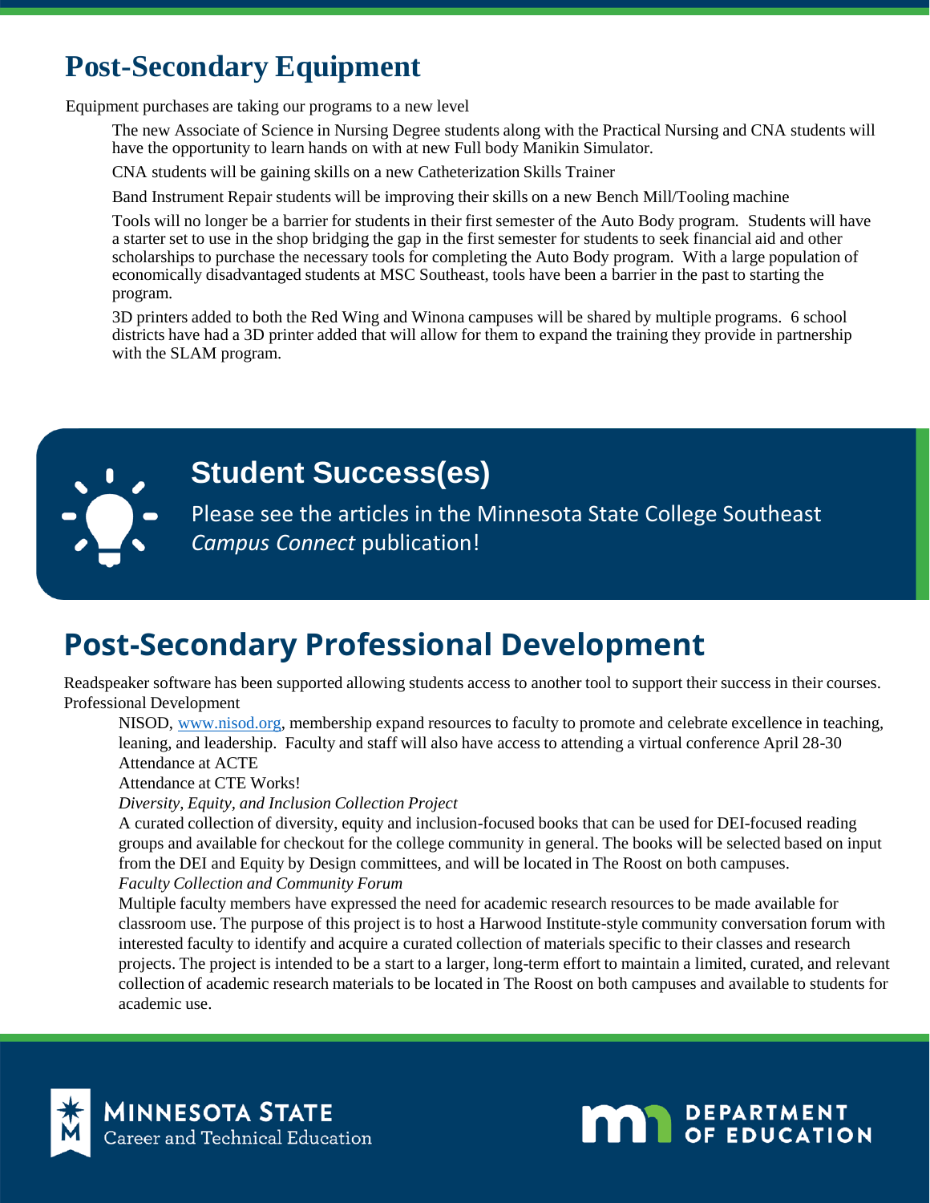# Post-Secondary Equipment

Equipment purchases are taking our programs to a new level

The new Associate of Science in Nursing Degree students along with the Practical Nursing and CNA students will have the opportunity to learn hands on with at new Full body Manikin Simulator.

CNA students will be gaining skills on a new Catheterization Skills Trainer

Band Instrument Repair students will be improving their skills on a new Bench Mill/Tooling machine

Tools will no longer be a barrier for students in their first semester of the Auto Body program. Students will have a starter set to use in the shop bridging the gap in the first semester for students to seek financial aid and other scholarships to purchase the necessary tools for completing the Auto Body program. With a large population of economically disadvantaged students at MSC Southeast, tools have been a barrier in the past to starting the program.

3D printers added to both the Red Wing and Winona campuses will be shared by multiple programs. 6 school districts have had a 3D printer added that will allow for them to expand the training they provide in partnership with the SLAM program.

## Student Success(es)

Please see the articles in the Minnesota State College Southeast *Campus Connect* publication!

# Post-Secondary Professional Development

Readspeaker software has been supported allowing students access to another tool to support their success in their courses.

Professional Development

NISOD, www.nisod.org, membership expand resources to faculty to promote and celebrate excellence in teaching, leaning, and leadership. Faculty and staff will also have access to attending a virtual conference April 28-30

Attendance at ACTE

Attendance at CTE Works!

*Diversity, Equity, and Inclusion Collection Project*

A curated collection of diversity, equity and inclusion-focused books that can be used for DEI-focused reading groups and available for checkout for the college community in general. The books will be selected based on input from the DEI and Equity by Design committees, and will be located in The Roost on both campuses.

*Faculty Collection and Community Forum*

Multiple faculty members have expressed the need for academic research resources to be made available for classroom use. The purpose of this project is to host a Harwood Institute-style community conversation forum with interested faculty to identify and acquire a curated collection of materials specific to their classes and research projects. The project is intended to be a start to a larger, long-term effort to maintain a limited, curated, and relevant collection of academic research materials to be located in The Roost on both campuses and available to students for academic use.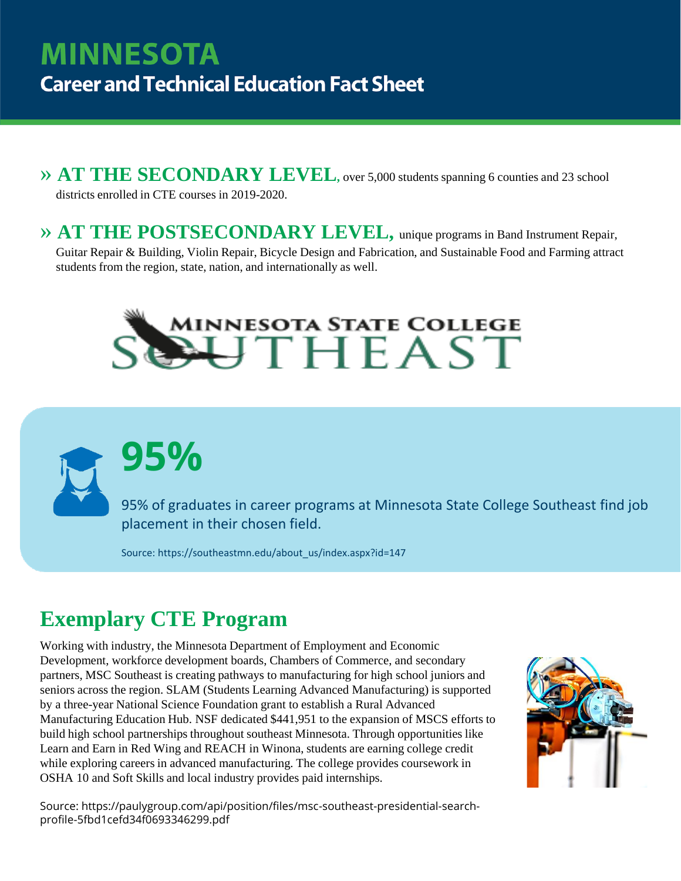# MINNESOTA
## Career and Technical Education Fact Sheet

» **AT THE SECONDARY LEVEL**, over 5,000 students spanning 6 counties and 23 school districts enrolled in CTE courses in 2019-2020.

» **AT THE POSTSECONDARY LEVEL,** unique programs in Band Instrument Repair, Guitar Repair & Building, Violin Repair, Bicycle Design and Fabrication, and Sustainable Food and Farming attract students from the region, state, nation, and internationally as well.

MINNESOTA STATE COLLEGE SOUTHEAST

**95%**

95% of graduates in career programs at Minnesota State College Southeast find job placement in their chosen field.

Source: https://southeastmn.edu/about_us/index.aspx?id=147

## Exemplary CTE Program

Working with industry, the Minnesota Department of Employment and Economic Development, workforce development boards, Chambers of Commerce, and secondary partners, MSC Southeast is creating pathways to manufacturing for high school juniors and seniors across the region. SLAM (Students Learning Advanced Manufacturing) is supported by a three-year National Science Foundation grant to establish a Rural Advanced Manufacturing Education Hub. NSF dedicated $441,951 to the expansion of MSCS efforts to build high school partnerships throughout southeast Minnesota. Through opportunities like Learn and Earn in Red Wing and REACH in Winona, students are earning college credit while exploring careers in advanced manufacturing. The college provides coursework in OSHA 10 and Soft Skills and local industry provides paid internships.

Source: https://paulygroup.com/api/position/files/msc-southeast-presidential-search-profile-5fbd1cefd34f0693346299.pdf